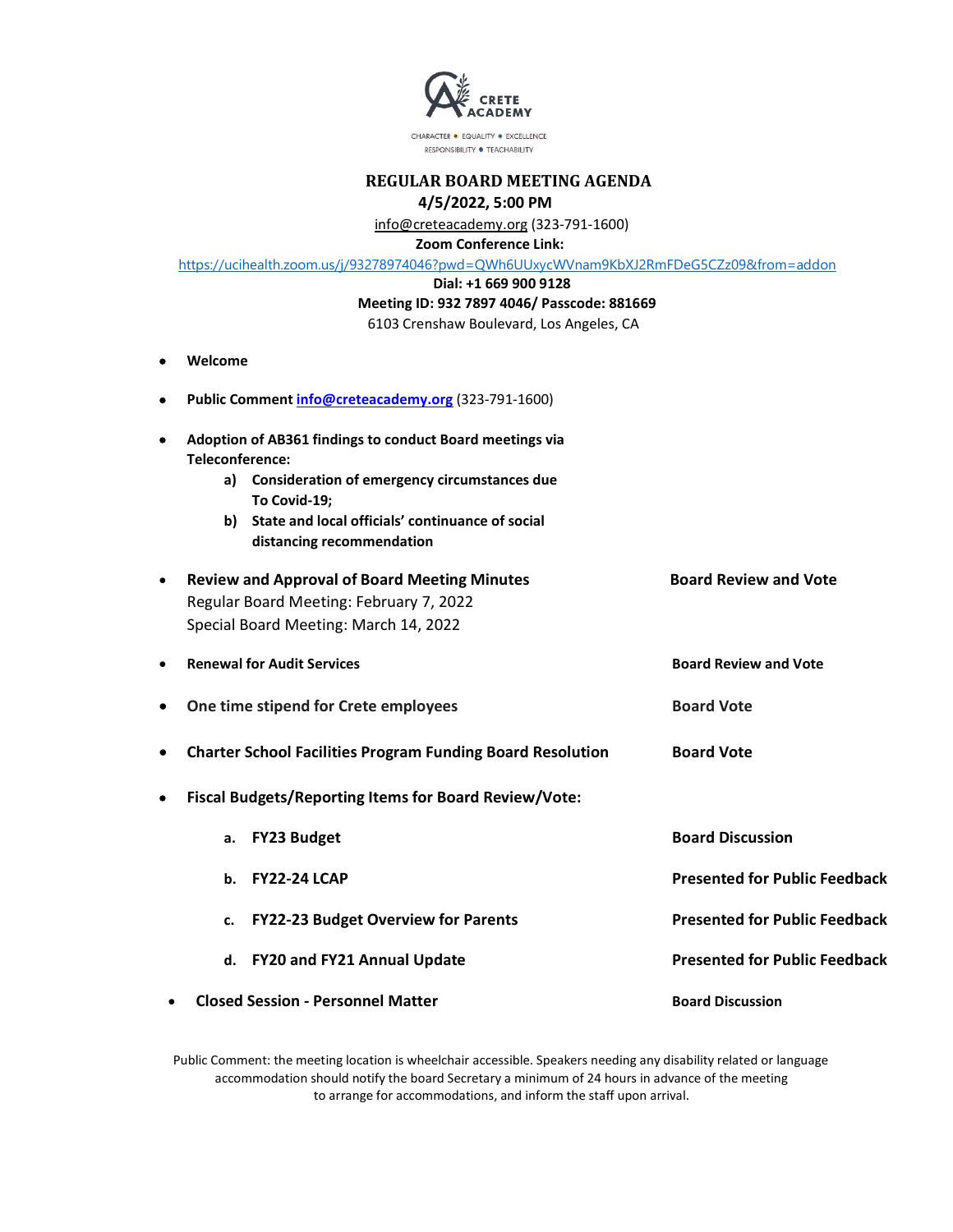CRETE ACADEMY

CHARACTER • EQUALITY • EXCELLENCE
RESPONSIBILITY • TEACHABILITY

# REGULAR BOARD MEETING AGENDA

**4/5/2022, 5:00 PM**

info@creteacademy.org (323-791-1600)

**Zoom Conference Link:**

https://ucihealth.zoom.us/j/93278974046?pwd=QWh6UUxycWVnam9KbXJ2RmFDeG5CZz09&from=addon

**Dial: +1 669 900 9128**

**Meeting ID: 932 7897 4046/ Passcode: 881669**

6103 Crenshaw Boulevard, Los Angeles, CA

- **Welcome**
- **Public Comment [info@creteacademy.org](mailto:info@creteacademy.org)** (323-791-1600)
- **Adoption of AB361 findings to conduct Board meetings via Teleconference:**
  - **a) Consideration of emergency circumstances due To Covid-19;**
  - **b) State and local officials' continuance of social distancing recommendation**
- **Review and Approval of Board Meeting Minutes** — **Board Review and Vote**
  Regular Board Meeting: February 7, 2022
  Special Board Meeting: March 14, 2022
- **Renewal for Audit Services** — **Board Review and Vote**
- **One time stipend for Crete employees** — **Board Vote**
- **Charter School Facilities Program Funding Board Resolution** — **Board Vote**
- **Fiscal Budgets/Reporting Items for Board Review/Vote:**
  - **a. FY23 Budget** — **Board Discussion**
  - **b. FY22-24 LCAP** — **Presented for Public Feedback**
  - **c. FY22-23 Budget Overview for Parents** — **Presented for Public Feedback**
  - **d. FY20 and FY21 Annual Update** — **Presented for Public Feedback**
- **Closed Session - Personnel Matter** — **Board Discussion**

Public Comment: the meeting location is wheelchair accessible. Speakers needing any disability related or language accommodation should notify the board Secretary a minimum of 24 hours in advance of the meeting to arrange for accommodations, and inform the staff upon arrival.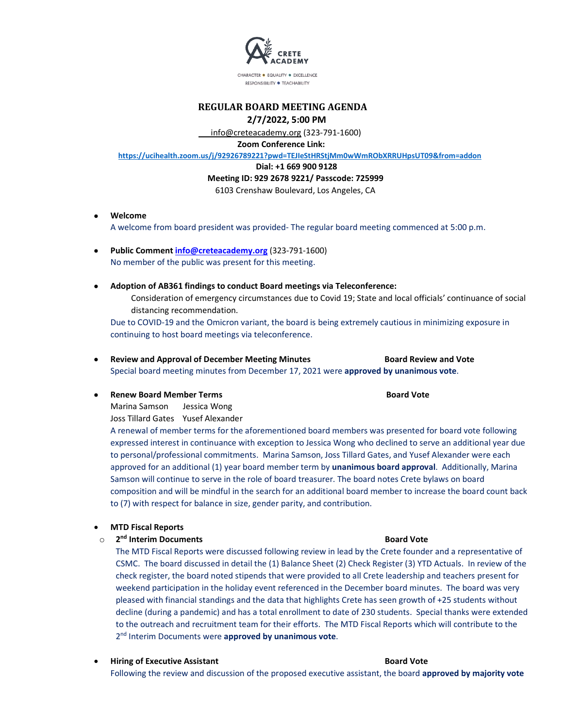CRETE ACADEMY

CHARACTER • EQUALITY • EXCELLENCE
RESPONSIBILITY • TEACHABILITY

# REGULAR BOARD MEETING AGENDA

**2/7/2022, 5:00 PM**

info@creteacademy.org (323-791-1600)

**Zoom Conference Link:**

**https://ucihealth.zoom.us/j/92926789221?pwd=TEJIeStHRStjMm0wWmRObXRRUHpsUT09&from=addon**

**Dial: +1 669 900 9128**

**Meeting ID: 929 2678 9221/ Passcode: 725999**

6103 Crenshaw Boulevard, Los Angeles, CA

- **Welcome**
  A welcome from board president was provided- The regular board meeting commenced at 5:00 p.m.

- **Public Comment info@creteacademy.org** (323-791-1600)
  No member of the public was present for this meeting.

- **Adoption of AB361 findings to conduct Board meetings via Teleconference:**
  Consideration of emergency circumstances due to Covid 19; State and local officials' continuance of social distancing recommendation.
  Due to COVID-19 and the Omicron variant, the board is being extremely cautious in minimizing exposure in continuing to host board meetings via teleconference.

- **Review and Approval of December Meeting Minutes** — **Board Review and Vote**
  Special board meeting minutes from December 17, 2021 were **approved by unanimous vote**.

- **Renew Board Member Terms** — **Board Vote**
  Marina Samson  Jessica Wong
  Joss Tillard Gates  Yusef Alexander
  A renewal of member terms for the aforementioned board members was presented for board vote following expressed interest in continuance with exception to Jessica Wong who declined to serve an additional year due to personal/professional commitments. Marina Samson, Joss Tillard Gates, and Yusef Alexander were each approved for an additional (1) year board member term by **unanimous board approval**. Additionally, Marina Samson will continue to serve in the role of board treasurer. The board notes Crete bylaws on board composition and will be mindful in the search for an additional board member to increase the board count back to (7) with respect for balance in size, gender parity, and contribution.

- **MTD Fiscal Reports**
  - **2nd Interim Documents** — **Board Vote**
    The MTD Fiscal Reports were discussed following review in lead by the Crete founder and a representative of CSMC. The board discussed in detail the (1) Balance Sheet (2) Check Register (3) YTD Actuals. In review of the check register, the board noted stipends that were provided to all Crete leadership and teachers present for weekend participation in the holiday event referenced in the December board minutes. The board was very pleased with financial standings and the data that highlights Crete has seen growth of +25 students without decline (during a pandemic) and has a total enrollment to date of 230 students. Special thanks were extended to the outreach and recruitment team for their efforts. The MTD Fiscal Reports which will contribute to the 2nd Interim Documents were **approved by unanimous vote**.

- **Hiring of Executive Assistant** — **Board Vote**
  Following the review and discussion of the proposed executive assistant, the board **approved by majority vote**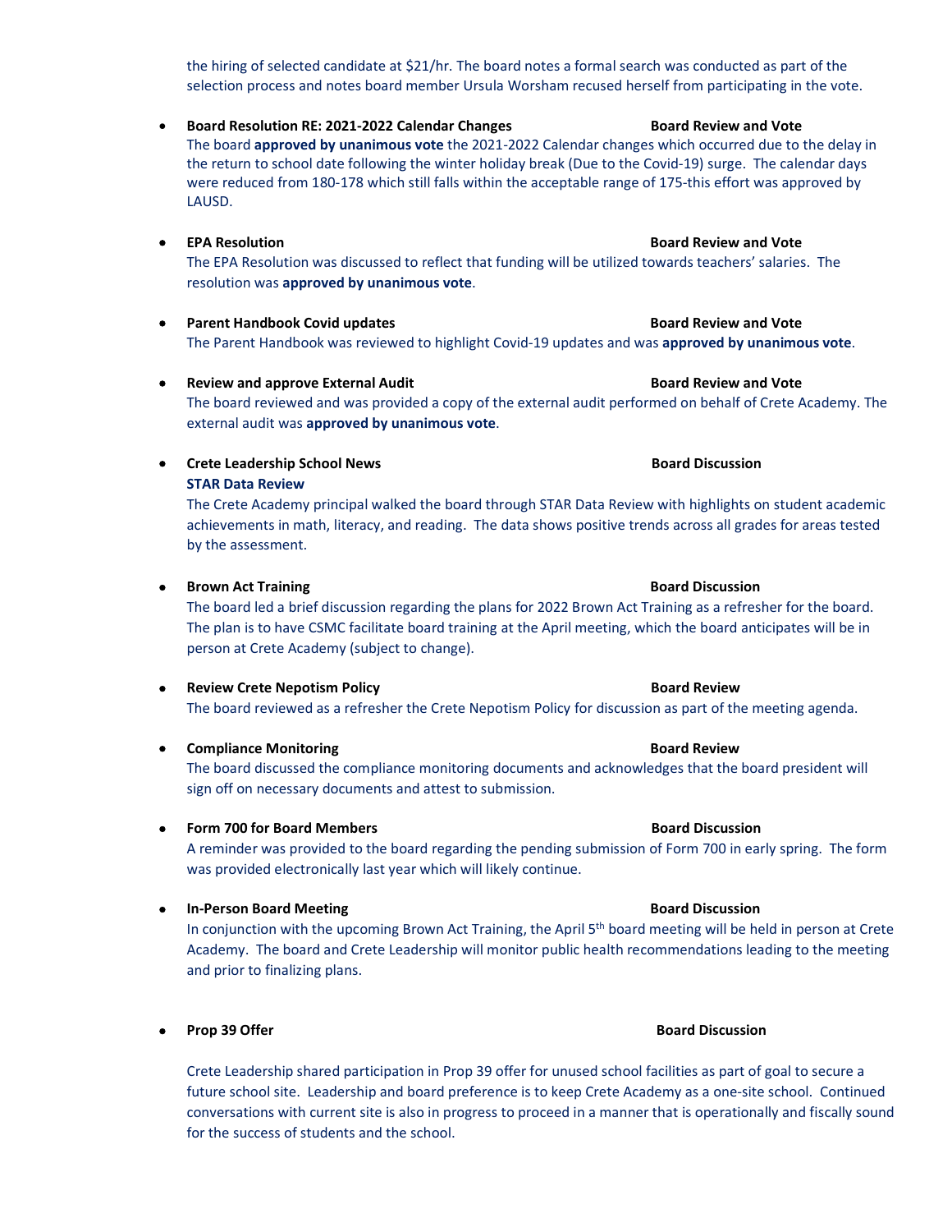the hiring of selected candidate at $21/hr. The board notes a formal search was conducted as part of the selection process and notes board member Ursula Worsham recused herself from participating in the vote.

- **Board Resolution RE: 2021-2022 Calendar Changes** **Board Review and Vote**
  The board **approved by unanimous vote** the 2021-2022 Calendar changes which occurred due to the delay in the return to school date following the winter holiday break (Due to the Covid-19) surge. The calendar days were reduced from 180-178 which still falls within the acceptable range of 175-this effort was approved by LAUSD.

- **EPA Resolution** **Board Review and Vote**
  The EPA Resolution was discussed to reflect that funding will be utilized towards teachers' salaries. The resolution was **approved by unanimous vote**.

- **Parent Handbook Covid updates** **Board Review and Vote**
  The Parent Handbook was reviewed to highlight Covid-19 updates and was **approved by unanimous vote**.

- **Review and approve External Audit** **Board Review and Vote**
  The board reviewed and was provided a copy of the external audit performed on behalf of Crete Academy. The external audit was **approved by unanimous vote**.

- **Crete Leadership School News** **Board Discussion**
  **STAR Data Review**
  The Crete Academy principal walked the board through STAR Data Review with highlights on student academic achievements in math, literacy, and reading. The data shows positive trends across all grades for areas tested by the assessment.

- **Brown Act Training** **Board Discussion**
  The board led a brief discussion regarding the plans for 2022 Brown Act Training as a refresher for the board. The plan is to have CSMC facilitate board training at the April meeting, which the board anticipates will be in person at Crete Academy (subject to change).

- **Review Crete Nepotism Policy** **Board Review**
  The board reviewed as a refresher the Crete Nepotism Policy for discussion as part of the meeting agenda.

- **Compliance Monitoring** **Board Review**
  The board discussed the compliance monitoring documents and acknowledges that the board president will sign off on necessary documents and attest to submission.

- **Form 700 for Board Members** **Board Discussion**
  A reminder was provided to the board regarding the pending submission of Form 700 in early spring. The form was provided electronically last year which will likely continue.

- **In-Person Board Meeting** **Board Discussion**
  In conjunction with the upcoming Brown Act Training, the April 5th board meeting will be held in person at Crete Academy. The board and Crete Leadership will monitor public health recommendations leading to the meeting and prior to finalizing plans.

- **Prop 39 Offer** **Board Discussion**

  Crete Leadership shared participation in Prop 39 offer for unused school facilities as part of goal to secure a future school site. Leadership and board preference is to keep Crete Academy as a one-site school. Continued conversations with current site is also in progress to proceed in a manner that is operationally and fiscally sound for the success of students and the school.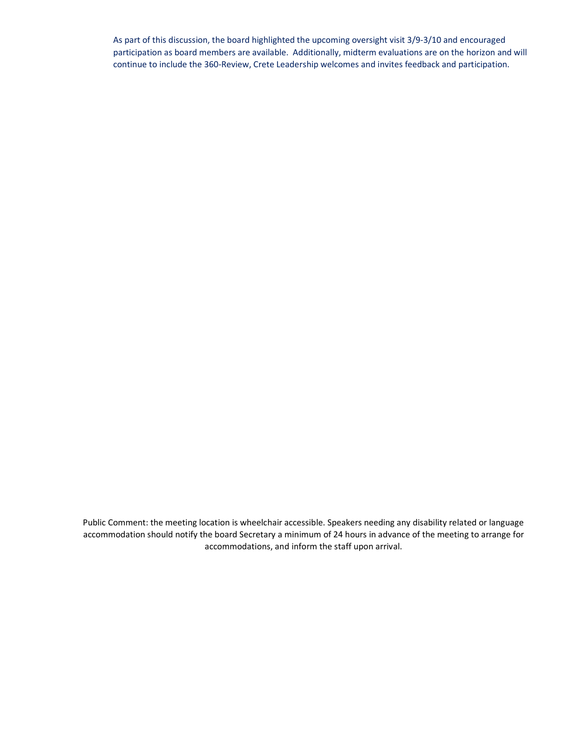As part of this discussion, the board highlighted the upcoming oversight visit 3/9-3/10 and encouraged participation as board members are available. Additionally, midterm evaluations are on the horizon and will continue to include the 360-Review, Crete Leadership welcomes and invites feedback and participation.

Public Comment: the meeting location is wheelchair accessible. Speakers needing any disability related or language accommodation should notify the board Secretary a minimum of 24 hours in advance of the meeting to arrange for accommodations, and inform the staff upon arrival.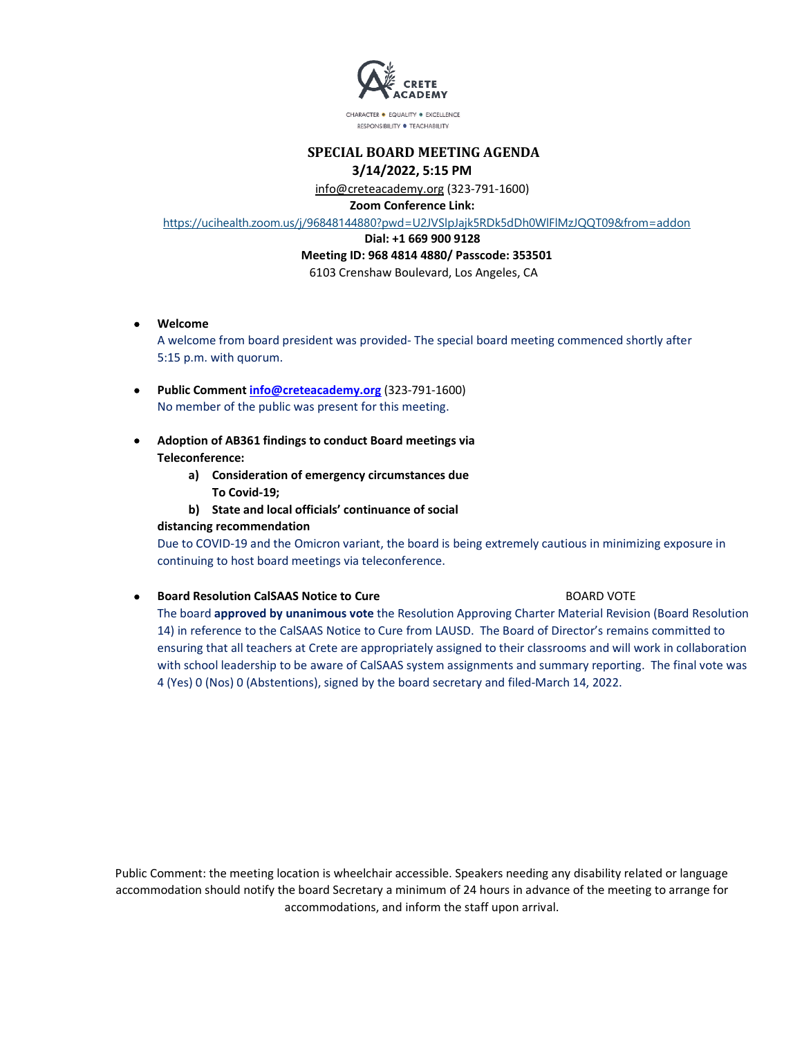CRETE ACADEMY

CHARACTER • EQUALITY • EXCELLENCE
RESPONSIBILITY • TEACHABILITY

# SPECIAL BOARD MEETING AGENDA

**3/14/2022, 5:15 PM**

info@creteacademy.org (323-791-1600)

**Zoom Conference Link:**

https://ucihealth.zoom.us/j/96848144880?pwd=U2JVSlpJajk5RDk5dDh0WlFlMzJQQT09&from=addon

**Dial: +1 669 900 9128**

**Meeting ID: 968 4814 4880/ Passcode: 353501**

6103 Crenshaw Boulevard, Los Angeles, CA

- **Welcome**
  A welcome from board president was provided- The special board meeting commenced shortly after 5:15 p.m. with quorum.

- **Public Comment info@creteacademy.org** (323-791-1600)
  No member of the public was present for this meeting.

- **Adoption of AB361 findings to conduct Board meetings via Teleconference:**
  - **a) Consideration of emergency circumstances due To Covid-19;**
  - **b) State and local officials' continuance of social distancing recommendation**

  Due to COVID-19 and the Omicron variant, the board is being extremely cautious in minimizing exposure in continuing to host board meetings via teleconference.

- **Board Resolution CalSAAS Notice to Cure** BOARD VOTE
  The board **approved by unanimous vote** the Resolution Approving Charter Material Revision (Board Resolution 14) in reference to the CalSAAS Notice to Cure from LAUSD. The Board of Director's remains committed to ensuring that all teachers at Crete are appropriately assigned to their classrooms and will work in collaboration with school leadership to be aware of CalSAAS system assignments and summary reporting. The final vote was 4 (Yes) 0 (Nos) 0 (Abstentions), signed by the board secretary and filed-March 14, 2022.

Public Comment: the meeting location is wheelchair accessible. Speakers needing any disability related or language accommodation should notify the board Secretary a minimum of 24 hours in advance of the meeting to arrange for accommodations, and inform the staff upon arrival.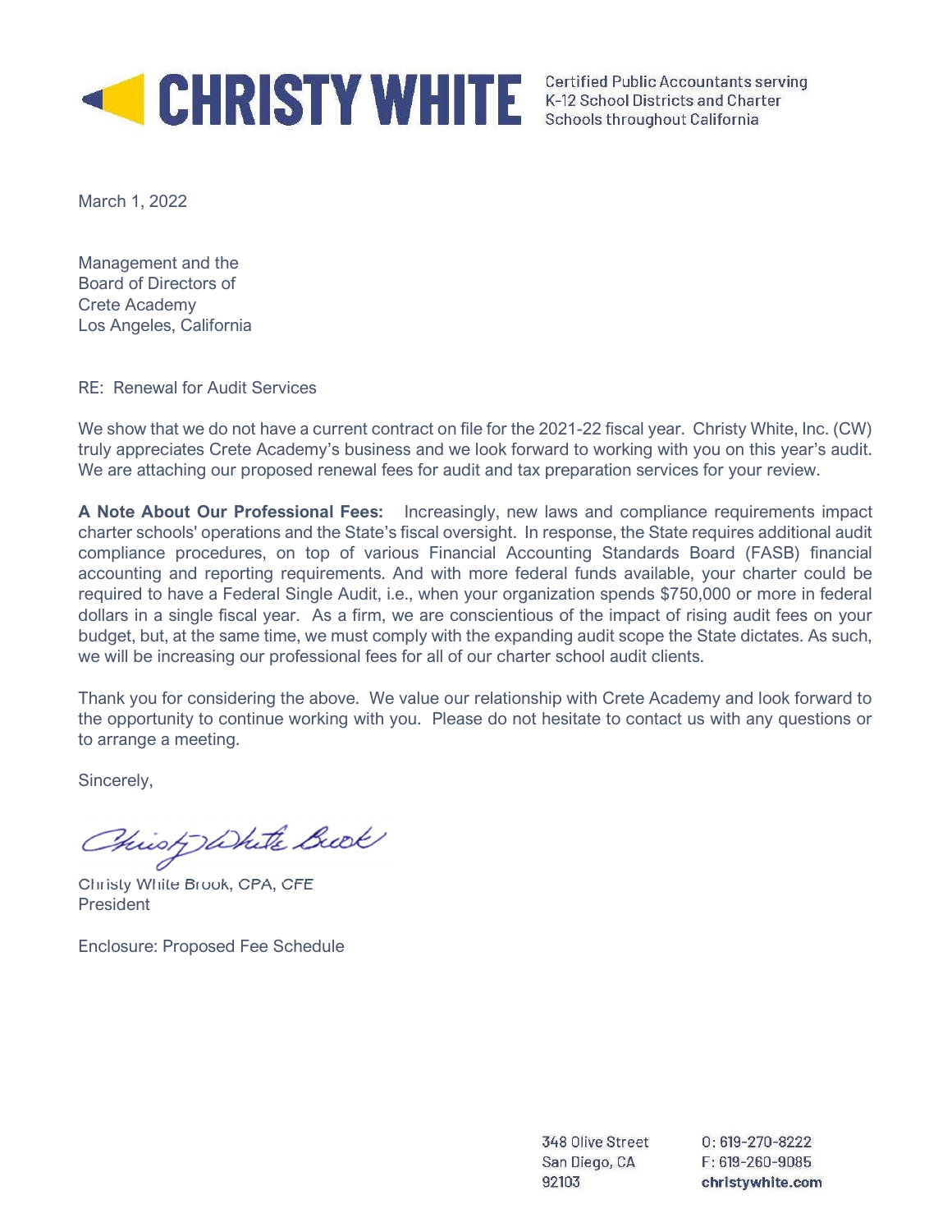**CHRISTY WHITE** Certified Public Accountants serving K-12 School Districts and Charter Schools throughout California

March 1, 2022

Management and the
Board of Directors of
Crete Academy
Los Angeles, California

RE: Renewal for Audit Services

We show that we do not have a current contract on file for the 2021-22 fiscal year. Christy White, Inc. (CW) truly appreciates Crete Academy's business and we look forward to working with you on this year's audit. We are attaching our proposed renewal fees for audit and tax preparation services for your review.

**A Note About Our Professional Fees:** Increasingly, new laws and compliance requirements impact charter schools' operations and the State's fiscal oversight. In response, the State requires additional audit compliance procedures, on top of various Financial Accounting Standards Board (FASB) financial accounting and reporting requirements. And with more federal funds available, your charter could be required to have a Federal Single Audit, i.e., when your organization spends $750,000 or more in federal dollars in a single fiscal year. As a firm, we are conscientious of the impact of rising audit fees on your budget, but, at the same time, we must comply with the expanding audit scope the State dictates. As such, we will be increasing our professional fees for all of our charter school audit clients.

Thank you for considering the above. We value our relationship with Crete Academy and look forward to the opportunity to continue working with you. Please do not hesitate to contact us with any questions or to arrange a meeting.

Sincerely,

Christy White Brook

Christy White Brook, CPA, CFE
President

Enclosure: Proposed Fee Schedule

348 Olive Street
San Diego, CA
92103

O: 619-270-8222
F: 619-260-9085
christywhite.com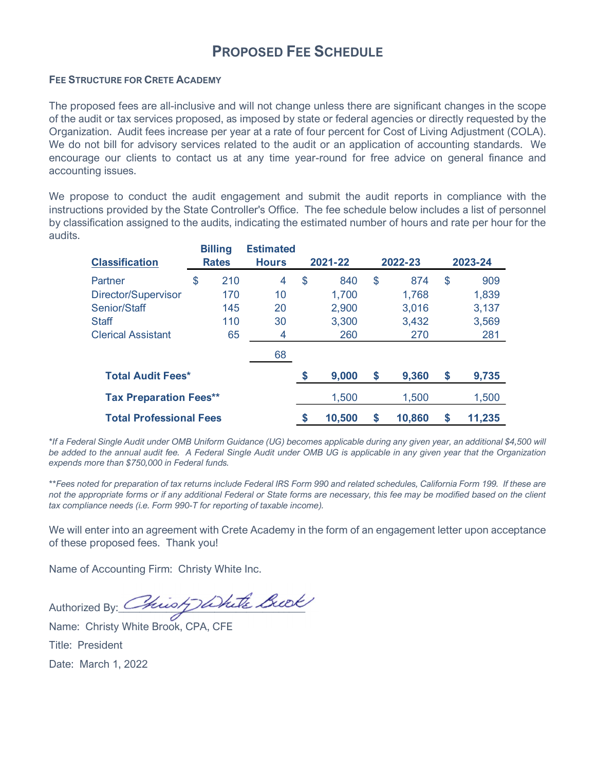# Proposed Fee Schedule

**Fee Structure for Crete Academy**

The proposed fees are all-inclusive and will not change unless there are significant changes in the scope of the audit or tax services proposed, as imposed by state or federal agencies or directly requested by the Organization. Audit fees increase per year at a rate of four percent for Cost of Living Adjustment (COLA). We do not bill for advisory services related to the audit or an application of accounting standards. We encourage our clients to contact us at any time year-round for free advice on general finance and accounting issues.

We propose to conduct the audit engagement and submit the audit reports in compliance with the instructions provided by the State Controller's Office. The fee schedule below includes a list of personnel by classification assigned to the audits, indicating the estimated number of hours and rate per hour for the audits.

| Classification | Billing Rates | Estimated Hours | 2021-22 | 2022-23 | 2023-24 |
|---|---|---|---|---|---|
| Partner | $ 210 | 4 | $ 840 | $ 874 | $ 909 |
| Director/Supervisor | 170 | 10 | 1,700 | 1,768 | 1,839 |
| Senior/Staff | 145 | 20 | 2,900 | 3,016 | 3,137 |
| Staff | 110 | 30 | 3,300 | 3,432 | 3,569 |
| Clerical Assistant | 65 | 4 | 260 | 270 | 281 |
| | | 68 | | | |
| **Total Audit Fees*** | | | **$ 9,000** | **$ 9,360** | **$ 9,735** |
| **Tax Preparation Fees**** | | | 1,500 | 1,500 | 1,500 |
| **Total Professional Fees** | | | **$ 10,500** | **$ 10,860** | **$ 11,235** |

**If a Federal Single Audit under OMB Uniform Guidance (UG) becomes applicable during any given year, an additional $4,500 will be added to the annual audit fee. A Federal Single Audit under OMB UG is applicable in any given year that the Organization expends more than $750,000 in Federal funds.*

***Fees noted for preparation of tax returns include Federal IRS Form 990 and related schedules, California Form 199. If these are not the appropriate forms or if any additional Federal or State forms are necessary, this fee may be modified based on the client tax compliance needs (i.e. Form 990-T for reporting of taxable income).*

We will enter into an agreement with Crete Academy in the form of an engagement letter upon acceptance of these proposed fees. Thank you!

Name of Accounting Firm: Christy White Inc.

Authorized By: Christy White Brook

Name: Christy White Brook, CPA, CFE

Title: President

Date: March 1, 2022